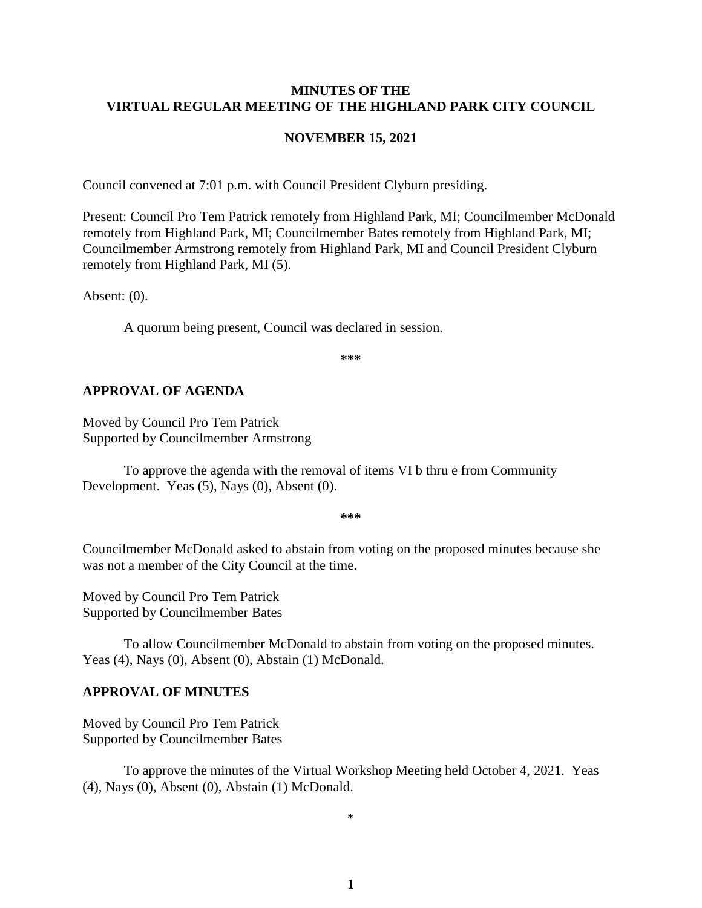# MINUTES OF THE VIRTUAL REGULAR MEETING OF THE HIGHLAND PARK CITY COUNCIL

## NOVEMBER 15, 2021

Council convened at 7:01 p.m. with Council President Clyburn presiding.

Present: Council Pro Tem Patrick remotely from Highland Park, MI; Councilmember McDonald remotely from Highland Park, MI; Councilmember Bates remotely from Highland Park, MI; Councilmember Armstrong remotely from Highland Park, MI and Council President Clyburn remotely from Highland Park, MI (5).

Absent: (0).

A quorum being present, Council was declared in session.

***

## APPROVAL OF AGENDA

Moved by Council Pro Tem Patrick
Supported by Councilmember Armstrong

To approve the agenda with the removal of items VI b thru e from Community Development. Yeas (5), Nays (0), Absent (0).

***

Councilmember McDonald asked to abstain from voting on the proposed minutes because she was not a member of the City Council at the time.

Moved by Council Pro Tem Patrick
Supported by Councilmember Bates

To allow Councilmember McDonald to abstain from voting on the proposed minutes. Yeas (4), Nays (0), Absent (0), Abstain (1) McDonald.

## APPROVAL OF MINUTES

Moved by Council Pro Tem Patrick
Supported by Councilmember Bates

To approve the minutes of the Virtual Workshop Meeting held October 4, 2021. Yeas (4), Nays (0), Absent (0), Abstain (1) McDonald.

*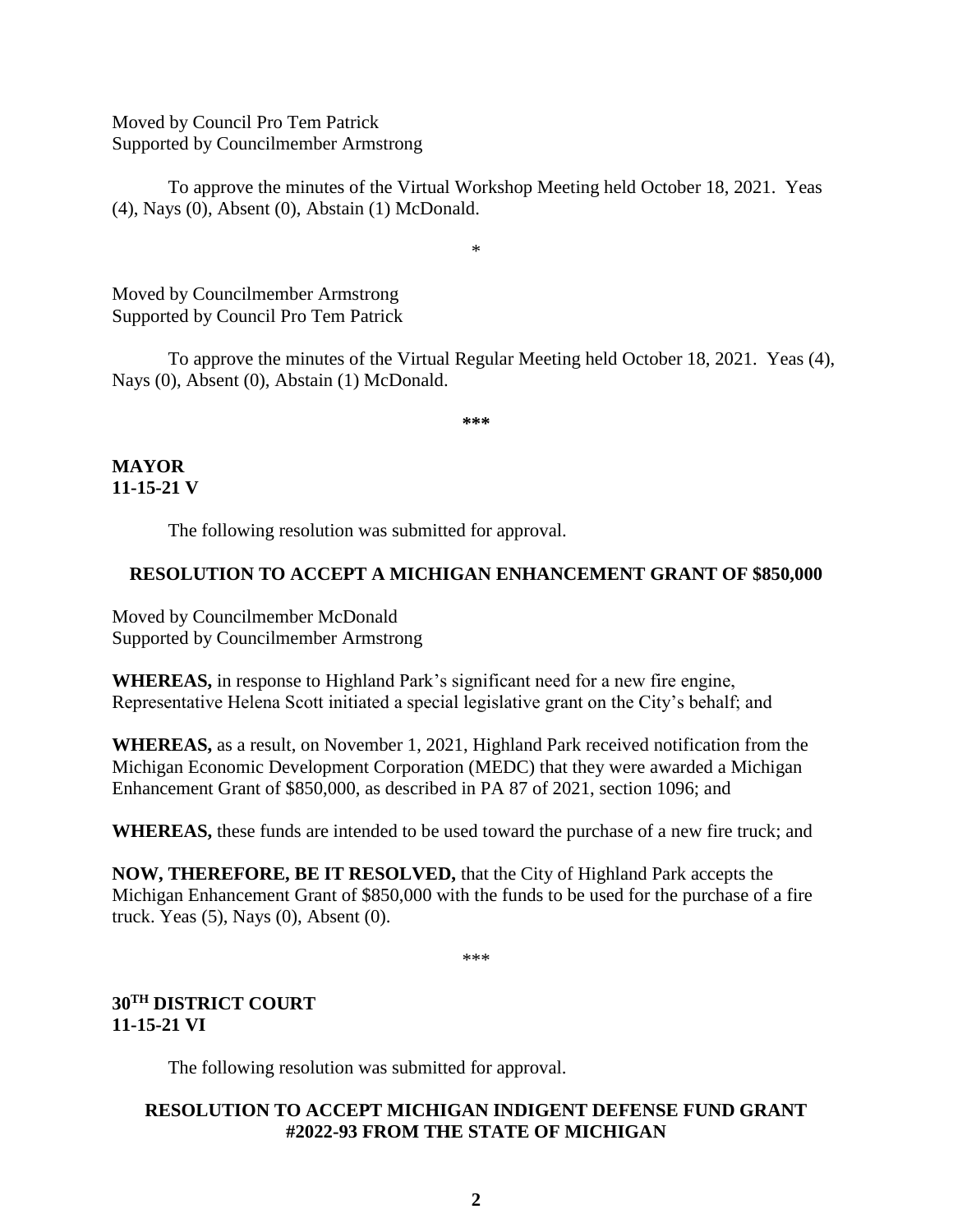Moved by Council Pro Tem Patrick
Supported by Councilmember Armstrong

To approve the minutes of the Virtual Workshop Meeting held October 18, 2021. Yeas (4), Nays (0), Absent (0), Abstain (1) McDonald.

*

Moved by Councilmember Armstrong
Supported by Council Pro Tem Patrick

To approve the minutes of the Virtual Regular Meeting held October 18, 2021. Yeas (4), Nays (0), Absent (0), Abstain (1) McDonald.

***

**MAYOR**
**11-15-21 V**

The following resolution was submitted for approval.

**RESOLUTION TO ACCEPT A MICHIGAN ENHANCEMENT GRANT OF $850,000**

Moved by Councilmember McDonald
Supported by Councilmember Armstrong

**WHEREAS,** in response to Highland Park's significant need for a new fire engine, Representative Helena Scott initiated a special legislative grant on the City's behalf; and

**WHEREAS,** as a result, on November 1, 2021, Highland Park received notification from the Michigan Economic Development Corporation (MEDC) that they were awarded a Michigan Enhancement Grant of $850,000, as described in PA 87 of 2021, section 1096; and

**WHEREAS,** these funds are intended to be used toward the purchase of a new fire truck; and

**NOW, THEREFORE, BE IT RESOLVED,** that the City of Highland Park accepts the Michigan Enhancement Grant of $850,000 with the funds to be used for the purchase of a fire truck. Yeas (5), Nays (0), Absent (0).

***

**30TH DISTRICT COURT**
**11-15-21 VI**

The following resolution was submitted for approval.

**RESOLUTION TO ACCEPT MICHIGAN INDIGENT DEFENSE FUND GRANT #2022-93 FROM THE STATE OF MICHIGAN**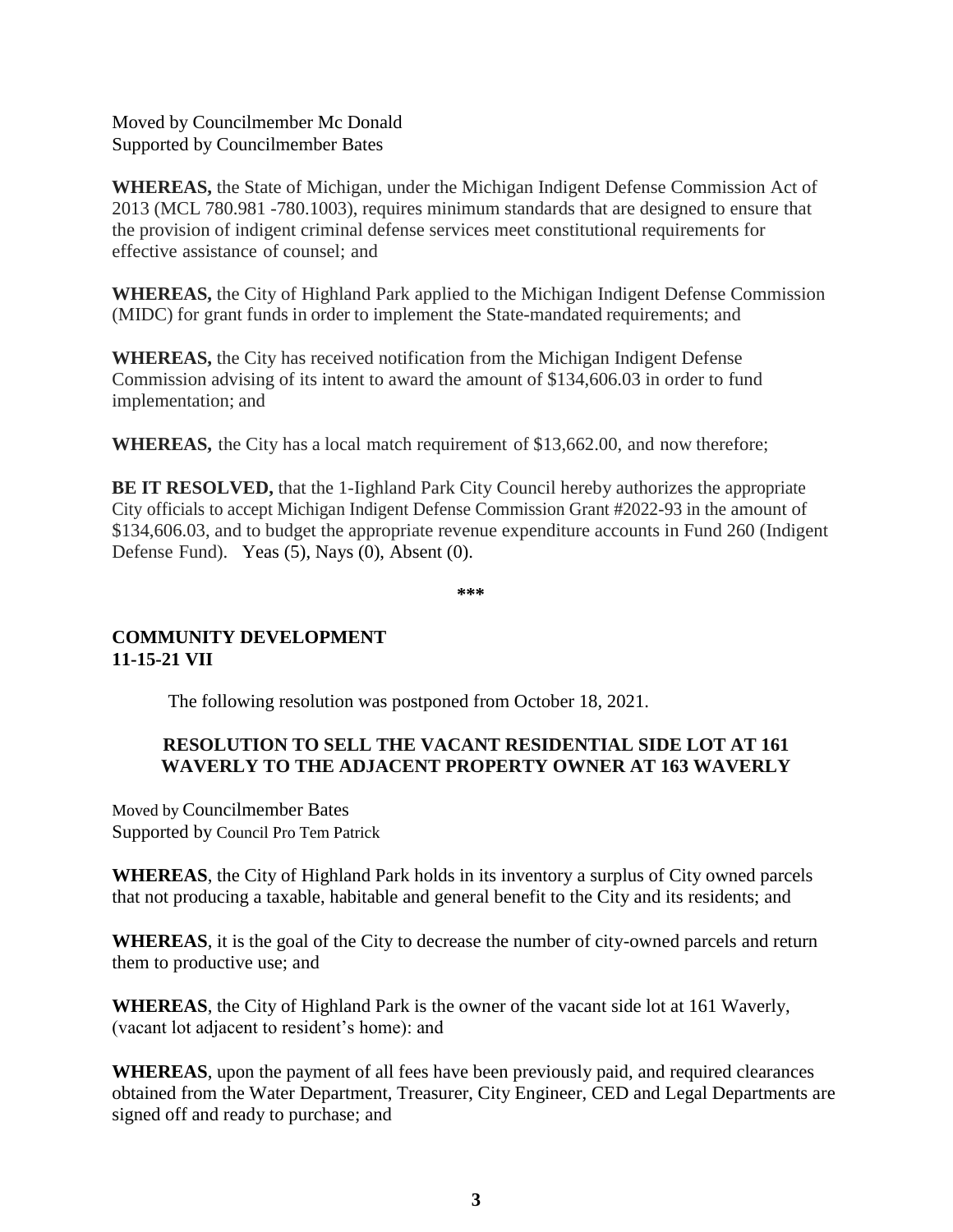Moved by Councilmember Mc Donald
Supported by Councilmember Bates

**WHEREAS,** the State of Michigan, under the Michigan Indigent Defense Commission Act of 2013 (MCL 780.981 -780.1003), requires minimum standards that are designed to ensure that the provision of indigent criminal defense services meet constitutional requirements for effective assistance of counsel; and

**WHEREAS,** the City of Highland Park applied to the Michigan Indigent Defense Commission (MIDC) for grant funds in order to implement the State-mandated requirements; and

**WHEREAS,** the City has received notification from the Michigan Indigent Defense Commission advising of its intent to award the amount of $134,606.03 in order to fund implementation; and

**WHEREAS,** the City has a local match requirement of $13,662.00, and now therefore;

**BE IT RESOLVED,** that the 1-Iighland Park City Council hereby authorizes the appropriate City officials to accept Michigan Indigent Defense Commission Grant #2022-93 in the amount of $134,606.03, and to budget the appropriate revenue expenditure accounts in Fund 260 (Indigent Defense Fund). Yeas (5), Nays (0), Absent (0).

***

**COMMUNITY DEVELOPMENT**
**11-15-21 VII**

The following resolution was postponed from October 18, 2021.

### RESOLUTION TO SELL THE VACANT RESIDENTIAL SIDE LOT AT 161 WAVERLY TO THE ADJACENT PROPERTY OWNER AT 163 WAVERLY

Moved by Councilmember Bates
Supported by Council Pro Tem Patrick

**WHEREAS**, the City of Highland Park holds in its inventory a surplus of City owned parcels that not producing a taxable, habitable and general benefit to the City and its residents; and

**WHEREAS**, it is the goal of the City to decrease the number of city-owned parcels and return them to productive use; and

**WHEREAS**, the City of Highland Park is the owner of the vacant side lot at 161 Waverly, (vacant lot adjacent to resident's home): and

**WHEREAS**, upon the payment of all fees have been previously paid, and required clearances obtained from the Water Department, Treasurer, City Engineer, CED and Legal Departments are signed off and ready to purchase; and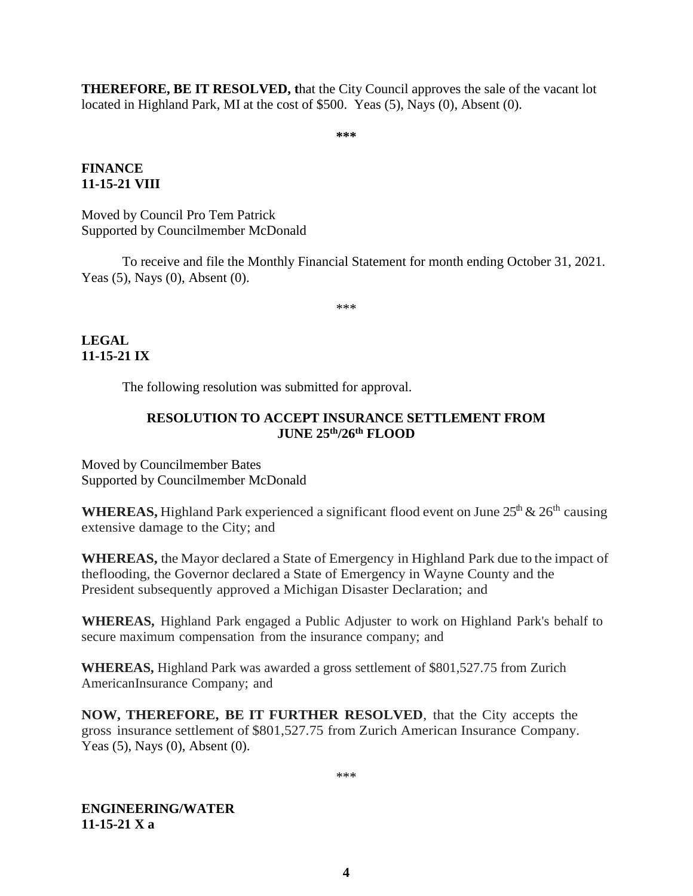**THEREFORE, BE IT RESOLVED, t**hat the City Council approves the sale of the vacant lot located in Highland Park, MI at the cost of $500. Yeas (5), Nays (0), Absent (0).

**\*\*\***

**FINANCE**
**11-15-21 VIII**

Moved by Council Pro Tem Patrick
Supported by Councilmember McDonald

To receive and file the Monthly Financial Statement for month ending October 31, 2021. Yeas (5), Nays (0), Absent (0).

\*\*\*

**LEGAL**
**11-15-21 IX**

The following resolution was submitted for approval.

**RESOLUTION TO ACCEPT INSURANCE SETTLEMENT FROM JUNE 25th/26th FLOOD**

Moved by Councilmember Bates
Supported by Councilmember McDonald

**WHEREAS,** Highland Park experienced a significant flood event on June 25th & 26th causing extensive damage to the City; and

**WHEREAS,** the Mayor declared a State of Emergency in Highland Park due to the impact of theflooding, the Governor declared a State of Emergency in Wayne County and the President subsequently approved a Michigan Disaster Declaration; and

**WHEREAS,** Highland Park engaged a Public Adjuster to work on Highland Park's behalf to secure maximum compensation from the insurance company; and

**WHEREAS,** Highland Park was awarded a gross settlement of $801,527.75 from Zurich AmericanInsurance Company; and

**NOW, THEREFORE, BE IT FURTHER RESOLVED**, that the City accepts the gross insurance settlement of $801,527.75 from Zurich American Insurance Company. Yeas (5), Nays (0), Absent (0).

\*\*\*

**ENGINEERING/WATER**
**11-15-21 X a**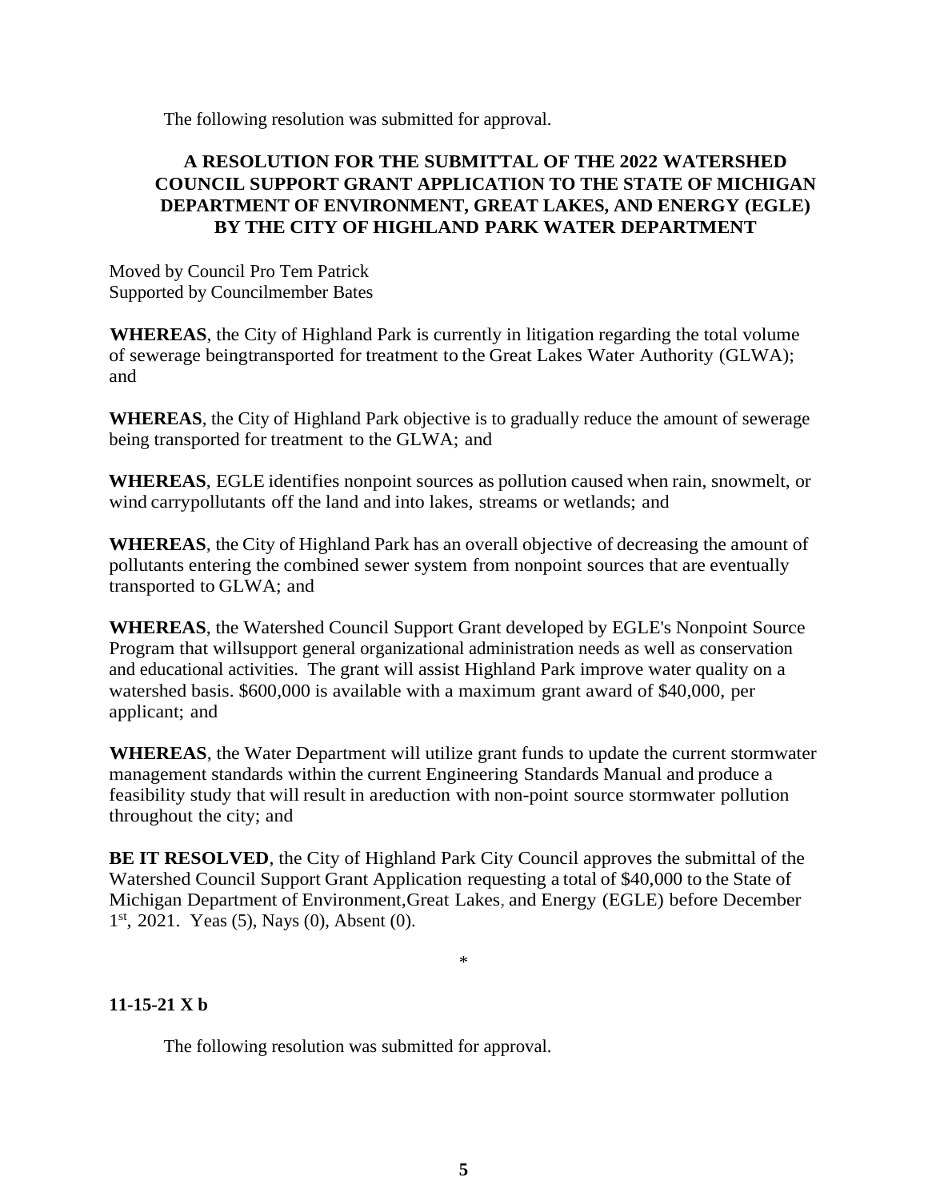The following resolution was submitted for approval.

**A RESOLUTION FOR THE SUBMITTAL OF THE 2022 WATERSHED COUNCIL SUPPORT GRANT APPLICATION TO THE STATE OF MICHIGAN DEPARTMENT OF ENVIRONMENT, GREAT LAKES, AND ENERGY (EGLE) BY THE CITY OF HIGHLAND PARK WATER DEPARTMENT**

Moved by Council Pro Tem Patrick
Supported by Councilmember Bates

**WHEREAS**, the City of Highland Park is currently in litigation regarding the total volume of sewerage beingtransported for treatment to the Great Lakes Water Authority (GLWA); and

**WHEREAS**, the City of Highland Park objective is to gradually reduce the amount of sewerage being transported for treatment to the GLWA; and

**WHEREAS**, EGLE identifies nonpoint sources as pollution caused when rain, snowmelt, or wind carrypollutants off the land and into lakes, streams or wetlands; and

**WHEREAS**, the City of Highland Park has an overall objective of decreasing the amount of pollutants entering the combined sewer system from nonpoint sources that are eventually transported to GLWA; and

**WHEREAS**, the Watershed Council Support Grant developed by EGLE's Nonpoint Source Program that willsupport general organizational administration needs as well as conservation and educational activities. The grant will assist Highland Park improve water quality on a watershed basis. $600,000 is available with a maximum grant award of $40,000, per applicant; and

**WHEREAS**, the Water Department will utilize grant funds to update the current stormwater management standards within the current Engineering Standards Manual and produce a feasibility study that will result in areduction with non-point source stormwater pollution throughout the city; and

**BE IT RESOLVED**, the City of Highland Park City Council approves the submittal of the Watershed Council Support Grant Application requesting a total of $40,000 to the State of Michigan Department of Environment,Great Lakes, and Energy (EGLE) before December 1st, 2021. Yeas (5), Nays (0), Absent (0).

*

**11-15-21 X b**

The following resolution was submitted for approval.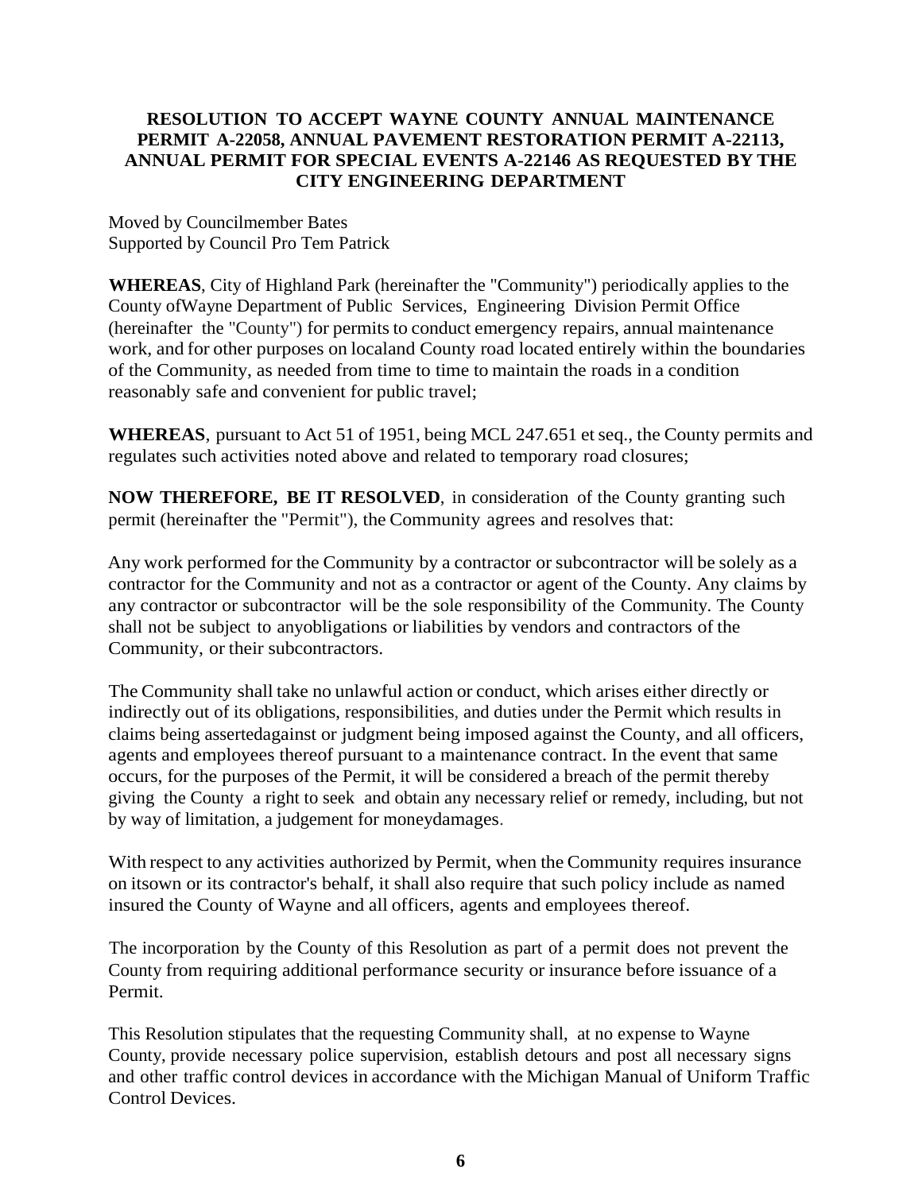**RESOLUTION TO ACCEPT WAYNE COUNTY ANNUAL MAINTENANCE PERMIT A-22058, ANNUAL PAVEMENT RESTORATION PERMIT A-22113, ANNUAL PERMIT FOR SPECIAL EVENTS A-22146 AS REQUESTED BY THE CITY ENGINEERING DEPARTMENT**

Moved by Councilmember Bates
Supported by Council Pro Tem Patrick

**WHEREAS**, City of Highland Park (hereinafter the "Community") periodically applies to the County ofWayne Department of Public Services, Engineering Division Permit Office (hereinafter the "County") for permits to conduct emergency repairs, annual maintenance work, and for other purposes on localand County road located entirely within the boundaries of the Community, as needed from time to time to maintain the roads in a condition reasonably safe and convenient for public travel;

**WHEREAS**, pursuant to Act 51 of 1951, being MCL 247.651 et seq., the County permits and regulates such activities noted above and related to temporary road closures;

**NOW THEREFORE, BE IT RESOLVED**, in consideration of the County granting such permit (hereinafter the "Permit"), the Community agrees and resolves that:

Any work performed for the Community by a contractor or subcontractor will be solely as a contractor for the Community and not as a contractor or agent of the County. Any claims by any contractor or subcontractor will be the sole responsibility of the Community. The County shall not be subject to anyobligations or liabilities by vendors and contractors of the Community, or their subcontractors.

The Community shall take no unlawful action or conduct, which arises either directly or indirectly out of its obligations, responsibilities, and duties under the Permit which results in claims being assertedagainst or judgment being imposed against the County, and all officers, agents and employees thereof pursuant to a maintenance contract. In the event that same occurs, for the purposes of the Permit, it will be considered a breach of the permit thereby giving the County a right to seek and obtain any necessary relief or remedy, including, but not by way of limitation, a judgement for moneydamages.

With respect to any activities authorized by Permit, when the Community requires insurance on itsown or its contractor's behalf, it shall also require that such policy include as named insured the County of Wayne and all officers, agents and employees thereof.

The incorporation by the County of this Resolution as part of a permit does not prevent the County from requiring additional performance security or insurance before issuance of a Permit.

This Resolution stipulates that the requesting Community shall, at no expense to Wayne County, provide necessary police supervision, establish detours and post all necessary signs and other traffic control devices in accordance with the Michigan Manual of Uniform Traffic Control Devices.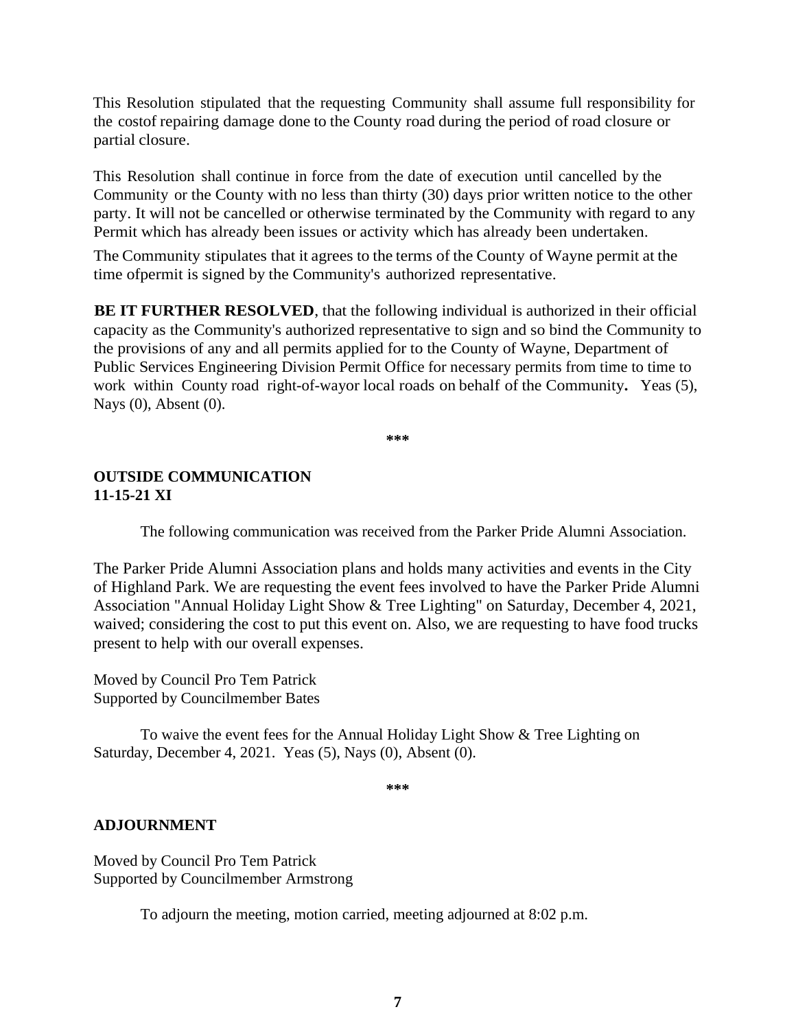This Resolution stipulated that the requesting Community shall assume full responsibility for the costof repairing damage done to the County road during the period of road closure or partial closure.

This Resolution shall continue in force from the date of execution until cancelled by the Community or the County with no less than thirty (30) days prior written notice to the other party. It will not be cancelled or otherwise terminated by the Community with regard to any Permit which has already been issues or activity which has already been undertaken.

The Community stipulates that it agrees to the terms of the County of Wayne permit at the time ofpermit is signed by the Community's authorized representative.

**BE IT FURTHER RESOLVED**, that the following individual is authorized in their official capacity as the Community's authorized representative to sign and so bind the Community to the provisions of any and all permits applied for to the County of Wayne, Department of Public Services Engineering Division Permit Office for necessary permits from time to time to work within County road right-of-wayor local roads on behalf of the Community**.** Yeas (5), Nays (0), Absent (0).

***

**OUTSIDE COMMUNICATION**
**11-15-21 XI**

The following communication was received from the Parker Pride Alumni Association.

The Parker Pride Alumni Association plans and holds many activities and events in the City of Highland Park. We are requesting the event fees involved to have the Parker Pride Alumni Association "Annual Holiday Light Show & Tree Lighting" on Saturday, December 4, 2021, waived; considering the cost to put this event on. Also, we are requesting to have food trucks present to help with our overall expenses.

Moved by Council Pro Tem Patrick
Supported by Councilmember Bates

To waive the event fees for the Annual Holiday Light Show & Tree Lighting on Saturday, December 4, 2021. Yeas (5), Nays (0), Absent (0).

***

**ADJOURNMENT**

Moved by Council Pro Tem Patrick
Supported by Councilmember Armstrong

To adjourn the meeting, motion carried, meeting adjourned at 8:02 p.m.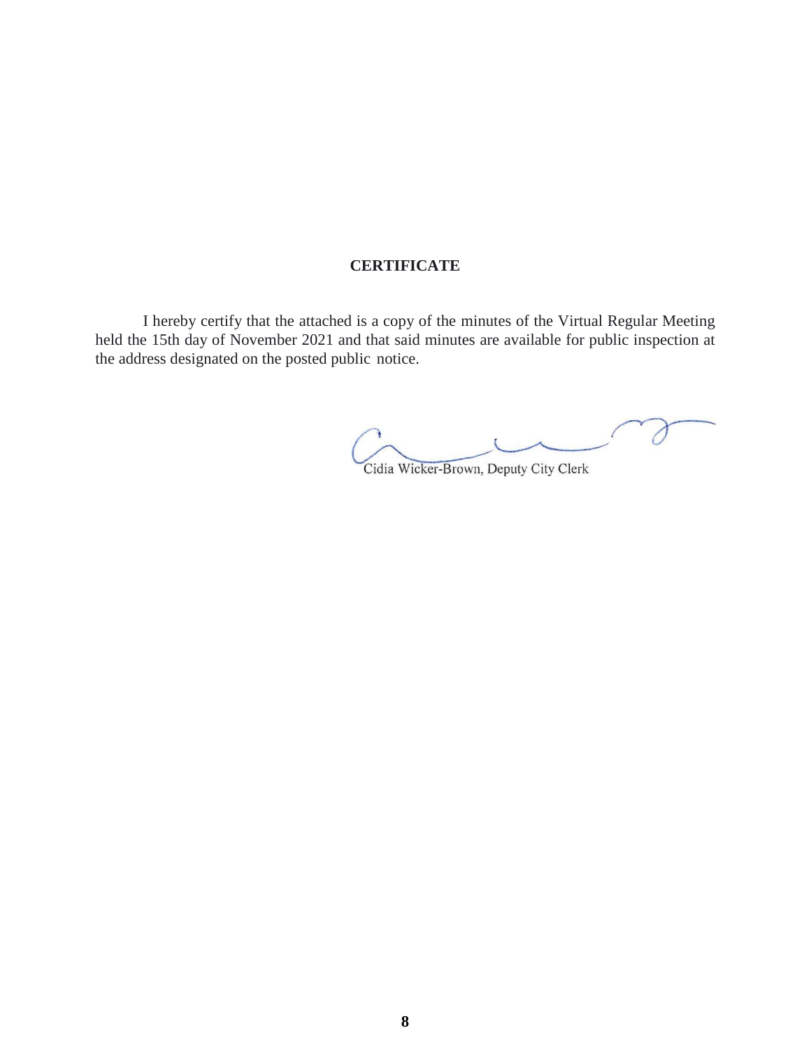## CERTIFICATE

I hereby certify that the attached is a copy of the minutes of the Virtual Regular Meeting held the 15th day of November 2021 and that said minutes are available for public inspection at the address designated on the posted public notice.

Cidia Wicker-Brown, Deputy City Clerk